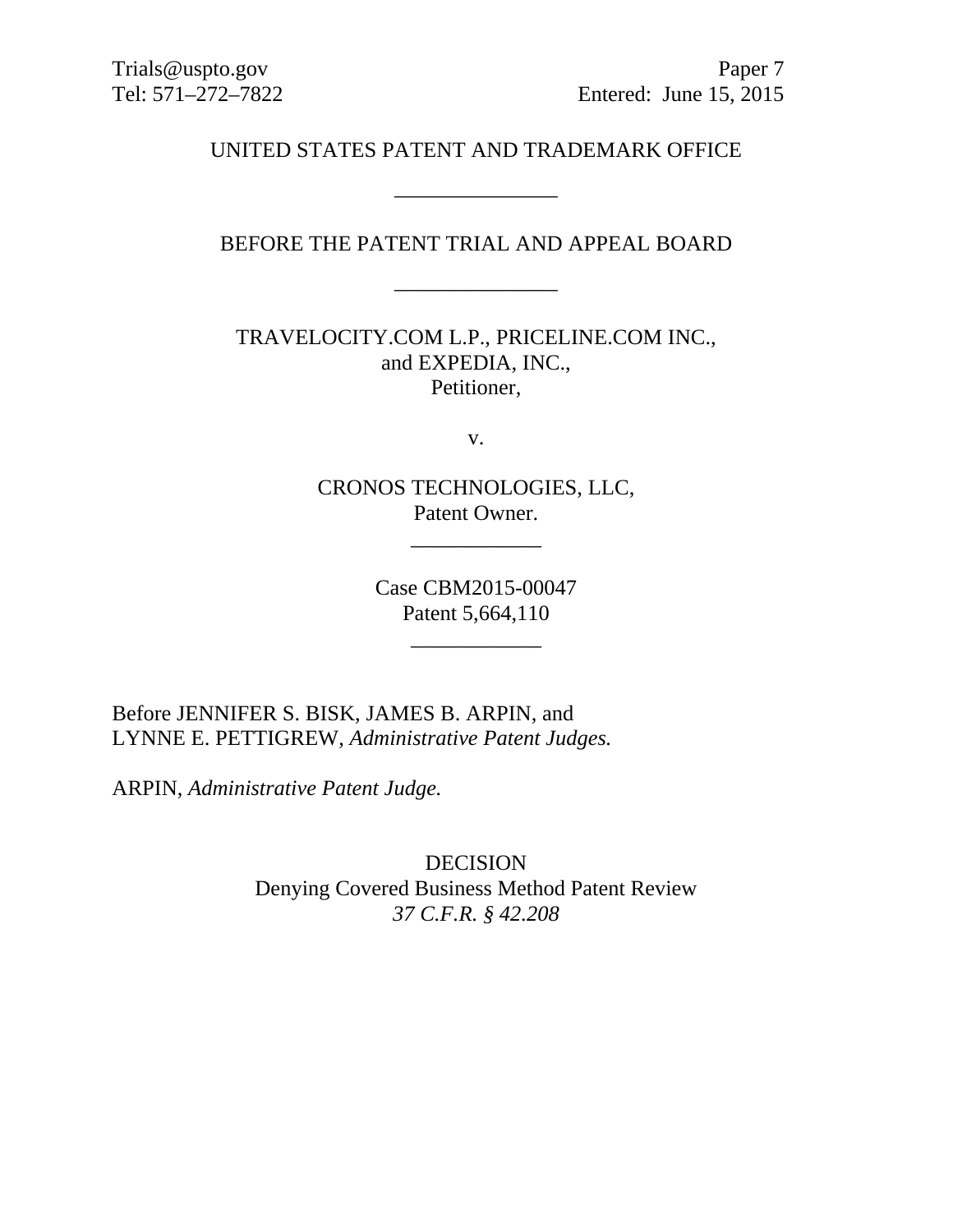Trials@uspto.gov
Tel: 571–272–7822

Paper 7
Entered: June 15, 2015

UNITED STATES PATENT AND TRADEMARK OFFICE

\_\_\_\_\_\_\_\_\_\_\_\_\_\_\_

BEFORE THE PATENT TRIAL AND APPEAL BOARD

\_\_\_\_\_\_\_\_\_\_\_\_\_\_\_

TRAVELOCITY.COM L.P., PRICELINE.COM INC.,
and EXPEDIA, INC.,
Petitioner,

v.

CRONOS TECHNOLOGIES, LLC,
Patent Owner.

\_\_\_\_\_\_\_\_\_\_\_\_

Case CBM2015-00047
Patent 5,664,110

\_\_\_\_\_\_\_\_\_\_\_\_

Before JENNIFER S. BISK, JAMES B. ARPIN, and
LYNNE E. PETTIGREW, *Administrative Patent Judges.*

ARPIN, *Administrative Patent Judge.*

DECISION
Denying Covered Business Method Patent Review
*37 C.F.R. § 42.208*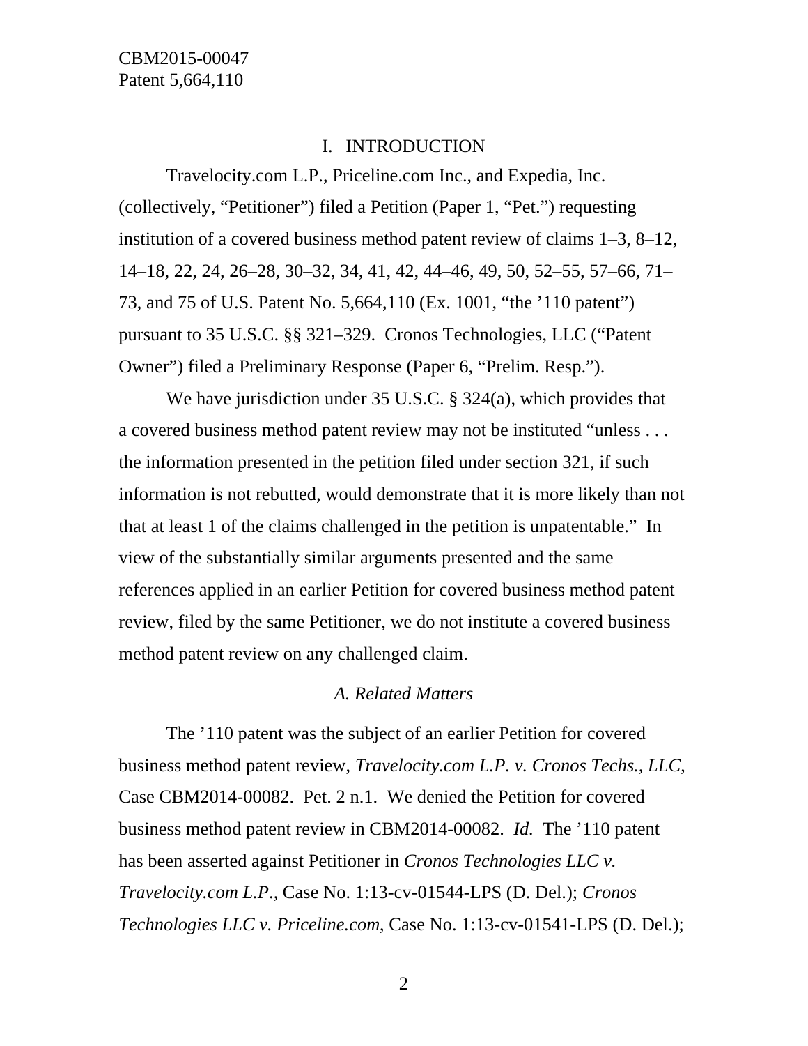## I. INTRODUCTION

Travelocity.com L.P., Priceline.com Inc., and Expedia, Inc. (collectively, "Petitioner") filed a Petition (Paper 1, "Pet.") requesting institution of a covered business method patent review of claims 1–3, 8–12, 14–18, 22, 24, 26–28, 30–32, 34, 41, 42, 44–46, 49, 50, 52–55, 57–66, 71–73, and 75 of U.S. Patent No. 5,664,110 (Ex. 1001, "the '110 patent") pursuant to 35 U.S.C. §§ 321–329. Cronos Technologies, LLC ("Patent Owner") filed a Preliminary Response (Paper 6, "Prelim. Resp.").

We have jurisdiction under 35 U.S.C. § 324(a), which provides that a covered business method patent review may not be instituted "unless . . . the information presented in the petition filed under section 321, if such information is not rebutted, would demonstrate that it is more likely than not that at least 1 of the claims challenged in the petition is unpatentable." In view of the substantially similar arguments presented and the same references applied in an earlier Petition for covered business method patent review, filed by the same Petitioner, we do not institute a covered business method patent review on any challenged claim.

### *A. Related Matters*

The '110 patent was the subject of an earlier Petition for covered business method patent review, *Travelocity.com L.P. v. Cronos Techs., LLC*, Case CBM2014-00082. Pet. 2 n.1. We denied the Petition for covered business method patent review in CBM2014-00082. *Id.* The '110 patent has been asserted against Petitioner in *Cronos Technologies LLC v. Travelocity.com L.P.*, Case No. 1:13-cv-01544-LPS (D. Del.); *Cronos Technologies LLC v. Priceline.com*, Case No. 1:13-cv-01541-LPS (D. Del.);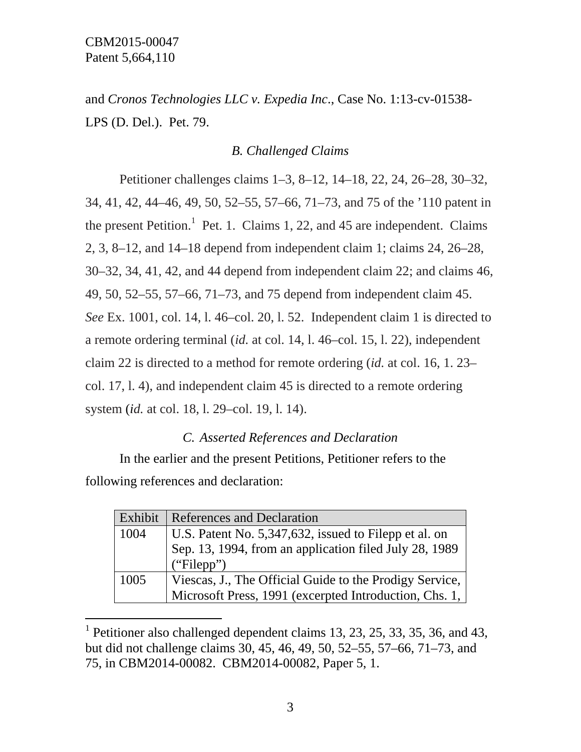and *Cronos Technologies LLC v. Expedia Inc*., Case No. 1:13-cv-01538-LPS (D. Del.). Pet. 79.

### *B. Challenged Claims*

Petitioner challenges claims 1–3, 8–12, 14–18, 22, 24, 26–28, 30–32, 34, 41, 42, 44–46, 49, 50, 52–55, 57–66, 71–73, and 75 of the ’110 patent in the present Petition.[1] Pet. 1. Claims 1, 22, and 45 are independent. Claims 2, 3, 8–12, and 14–18 depend from independent claim 1; claims 24, 26–28, 30–32, 34, 41, 42, and 44 depend from independent claim 22; and claims 46, 49, 50, 52–55, 57–66, 71–73, and 75 depend from independent claim 45. *See* Ex. 1001, col. 14, l. 46–col. 20, l. 52. Independent claim 1 is directed to a remote ordering terminal (*id.* at col. 14, l. 46–col. 15, l. 22), independent claim 22 is directed to a method for remote ordering (*id.* at col. 16, 1. 23–col. 17, l. 4), and independent claim 45 is directed to a remote ordering system (*id.* at col. 18, l. 29–col. 19, l. 14).

### *C. Asserted References and Declaration*

In the earlier and the present Petitions, Petitioner refers to the following references and declaration:

| Exhibit | References and Declaration |
|---|---|
| 1004 | U.S. Patent No. 5,347,632, issued to Filepp et al. on Sep. 13, 1994, from an application filed July 28, 1989 (“Filepp”) |
| 1005 | Viescas, J., The Official Guide to the Prodigy Service, Microsoft Press, 1991 (excerpted Introduction, Chs. 1, |

[1] Petitioner also challenged dependent claims 13, 23, 25, 33, 35, 36, and 43, but did not challenge claims 30, 45, 46, 49, 50, 52–55, 57–66, 71–73, and 75, in CBM2014-00082. CBM2014-00082, Paper 5, 1.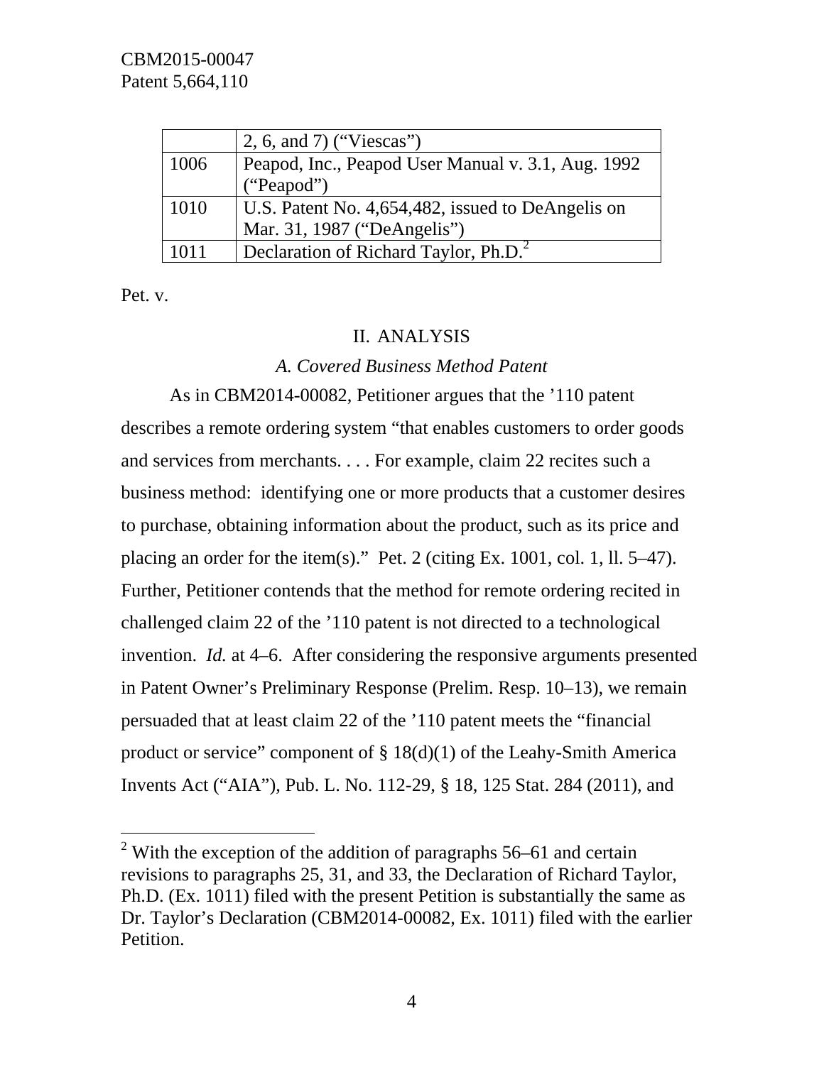| | |
|---|---|
| | 2, 6, and 7) ("Viescas") |
| 1006 | Peapod, Inc., Peapod User Manual v. 3.1, Aug. 1992 ("Peapod") |
| 1010 | U.S. Patent No. 4,654,482, issued to DeAngelis on Mar. 31, 1987 ("DeAngelis") |
| 1011 | Declaration of Richard Taylor, Ph.D.[2] |

Pet. v.

## II. ANALYSIS

### *A. Covered Business Method Patent*

As in CBM2014-00082, Petitioner argues that the '110 patent describes a remote ordering system "that enables customers to order goods and services from merchants. . . . For example, claim 22 recites such a business method: identifying one or more products that a customer desires to purchase, obtaining information about the product, such as its price and placing an order for the item(s)." Pet. 2 (citing Ex. 1001, col. 1, ll. 5–47). Further, Petitioner contends that the method for remote ordering recited in challenged claim 22 of the '110 patent is not directed to a technological invention. *Id.* at 4–6. After considering the responsive arguments presented in Patent Owner's Preliminary Response (Prelim. Resp. 10–13), we remain persuaded that at least claim 22 of the '110 patent meets the "financial product or service" component of § 18(d)(1) of the Leahy-Smith America Invents Act ("AIA"), Pub. L. No. 112-29, § 18, 125 Stat. 284 (2011), and

[2] With the exception of the addition of paragraphs 56–61 and certain revisions to paragraphs 25, 31, and 33, the Declaration of Richard Taylor, Ph.D. (Ex. 1011) filed with the present Petition is substantially the same as Dr. Taylor's Declaration (CBM2014-00082, Ex. 1011) filed with the earlier Petition.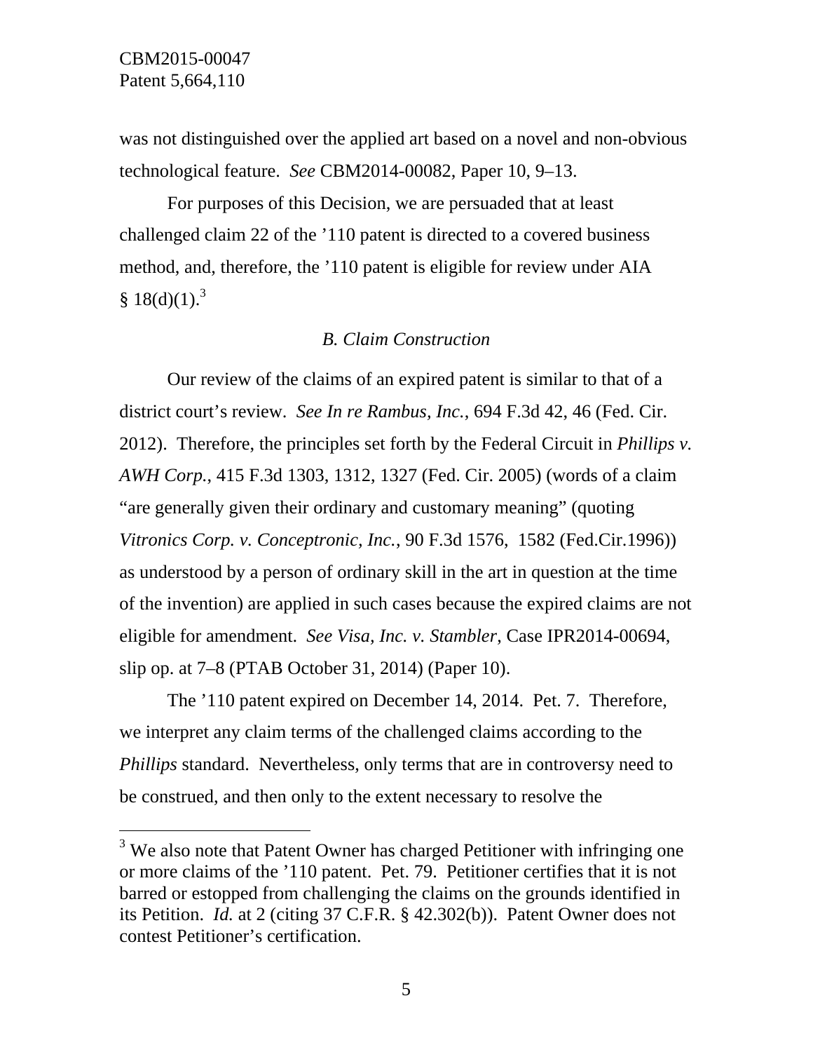was not distinguished over the applied art based on a novel and non-obvious technological feature. *See* CBM2014-00082, Paper 10, 9–13.

For purposes of this Decision, we are persuaded that at least challenged claim 22 of the '110 patent is directed to a covered business method, and, therefore, the '110 patent is eligible for review under AIA § 18(d)(1).[3]

### *B. Claim Construction*

Our review of the claims of an expired patent is similar to that of a district court's review. *See In re Rambus, Inc.*, 694 F.3d 42, 46 (Fed. Cir. 2012). Therefore, the principles set forth by the Federal Circuit in *Phillips v. AWH Corp.*, 415 F.3d 1303, 1312, 1327 (Fed. Cir. 2005) (words of a claim "are generally given their ordinary and customary meaning" (quoting *Vitronics Corp. v. Conceptronic, Inc.*, 90 F.3d 1576, 1582 (Fed.Cir.1996)) as understood by a person of ordinary skill in the art in question at the time of the invention) are applied in such cases because the expired claims are not eligible for amendment. *See Visa, Inc. v. Stambler*, Case IPR2014-00694, slip op. at 7–8 (PTAB October 31, 2014) (Paper 10).

The '110 patent expired on December 14, 2014. Pet. 7. Therefore, we interpret any claim terms of the challenged claims according to the *Phillips* standard. Nevertheless, only terms that are in controversy need to be construed, and then only to the extent necessary to resolve the

---

[3] We also note that Patent Owner has charged Petitioner with infringing one or more claims of the '110 patent. Pet. 79. Petitioner certifies that it is not barred or estopped from challenging the claims on the grounds identified in its Petition. *Id.* at 2 (citing 37 C.F.R. § 42.302(b)). Patent Owner does not contest Petitioner's certification.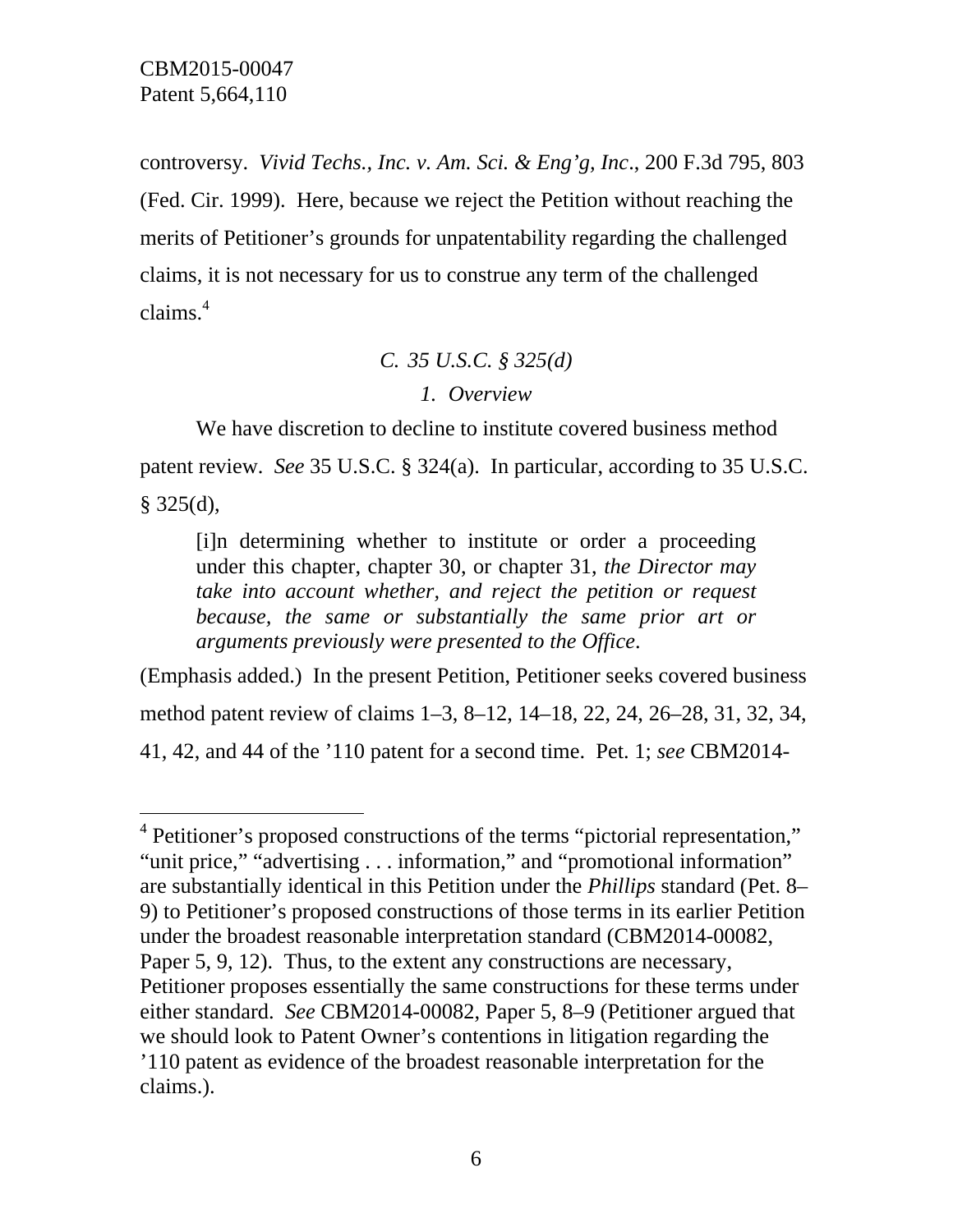controversy. *Vivid Techs., Inc. v. Am. Sci. & Eng'g, Inc*., 200 F.3d 795, 803 (Fed. Cir. 1999). Here, because we reject the Petition without reaching the merits of Petitioner's grounds for unpatentability regarding the challenged claims, it is not necessary for us to construe any term of the challenged claims.[4]

### *C. 35 U.S.C. § 325(d)*

#### *1. Overview*

We have discretion to decline to institute covered business method patent review. *See* 35 U.S.C. § 324(a). In particular, according to 35 U.S.C. § 325(d),

> [i]n determining whether to institute or order a proceeding under this chapter, chapter 30, or chapter 31, *the Director may take into account whether, and reject the petition or request because, the same or substantially the same prior art or arguments previously were presented to the Office*.

(Emphasis added.) In the present Petition, Petitioner seeks covered business method patent review of claims 1–3, 8–12, 14–18, 22, 24, 26–28, 31, 32, 34, 41, 42, and 44 of the '110 patent for a second time. Pet. 1; *see* CBM2014-

---

[4] Petitioner's proposed constructions of the terms "pictorial representation," "unit price," "advertising . . . information," and "promotional information" are substantially identical in this Petition under the *Phillips* standard (Pet. 8–9) to Petitioner's proposed constructions of those terms in its earlier Petition under the broadest reasonable interpretation standard (CBM2014-00082, Paper 5, 9, 12). Thus, to the extent any constructions are necessary, Petitioner proposes essentially the same constructions for these terms under either standard. *See* CBM2014-00082, Paper 5, 8–9 (Petitioner argued that we should look to Patent Owner's contentions in litigation regarding the '110 patent as evidence of the broadest reasonable interpretation for the claims.).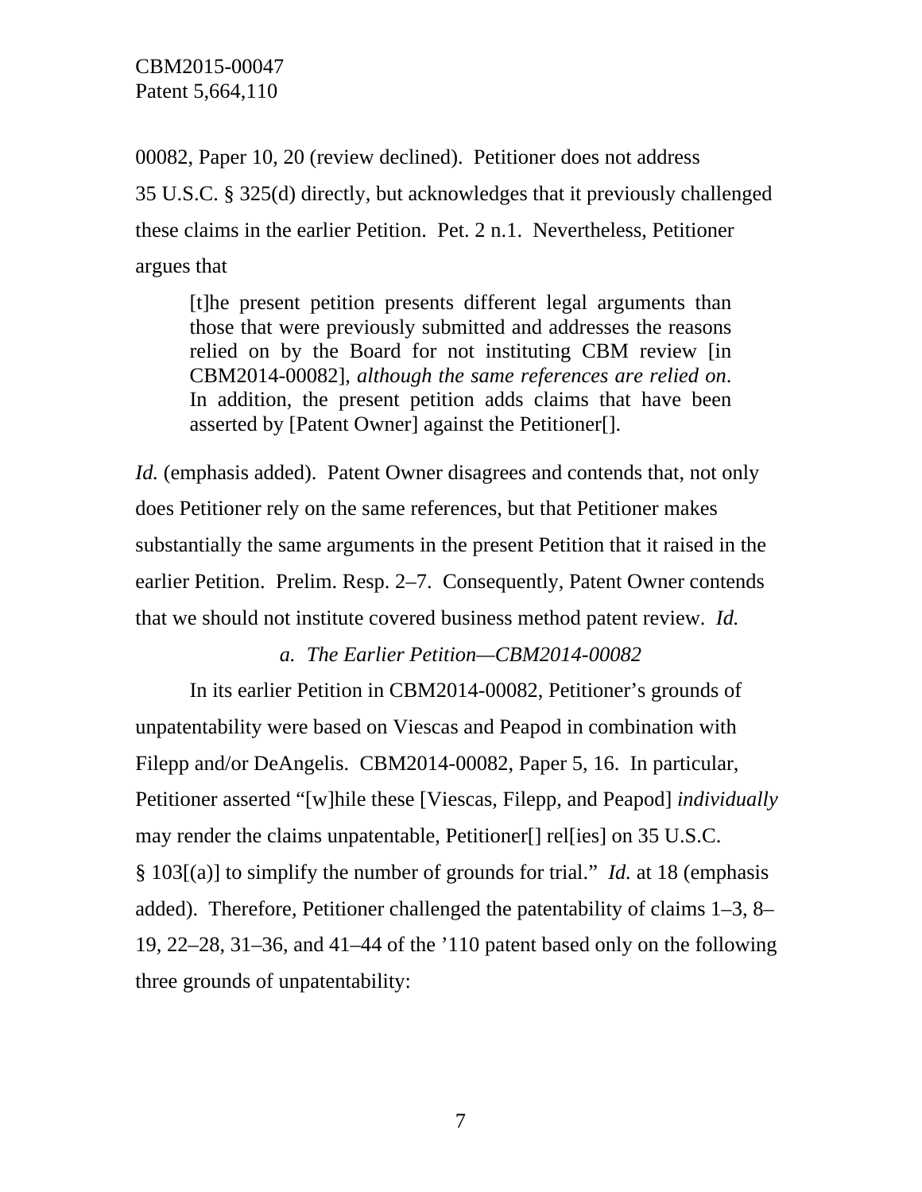00082, Paper 10, 20 (review declined). Petitioner does not address 35 U.S.C. § 325(d) directly, but acknowledges that it previously challenged these claims in the earlier Petition. Pet. 2 n.1. Nevertheless, Petitioner argues that

> [t]he present petition presents different legal arguments than those that were previously submitted and addresses the reasons relied on by the Board for not instituting CBM review [in CBM2014-00082], *although the same references are relied on*. In addition, the present petition adds claims that have been asserted by [Patent Owner] against the Petitioner[].

*Id.* (emphasis added). Patent Owner disagrees and contends that, not only does Petitioner rely on the same references, but that Petitioner makes substantially the same arguments in the present Petition that it raised in the earlier Petition. Prelim. Resp. 2–7. Consequently, Patent Owner contends that we should not institute covered business method patent review. *Id.*

*a. The Earlier Petition—CBM2014-00082*

In its earlier Petition in CBM2014-00082, Petitioner's grounds of unpatentability were based on Viescas and Peapod in combination with Filepp and/or DeAngelis. CBM2014-00082, Paper 5, 16. In particular, Petitioner asserted "[w]hile these [Viescas, Filepp, and Peapod] *individually* may render the claims unpatentable, Petitioner[] rel[ies] on 35 U.S.C. § 103[(a)] to simplify the number of grounds for trial." *Id.* at 18 (emphasis added). Therefore, Petitioner challenged the patentability of claims 1–3, 8–19, 22–28, 31–36, and 41–44 of the '110 patent based only on the following three grounds of unpatentability: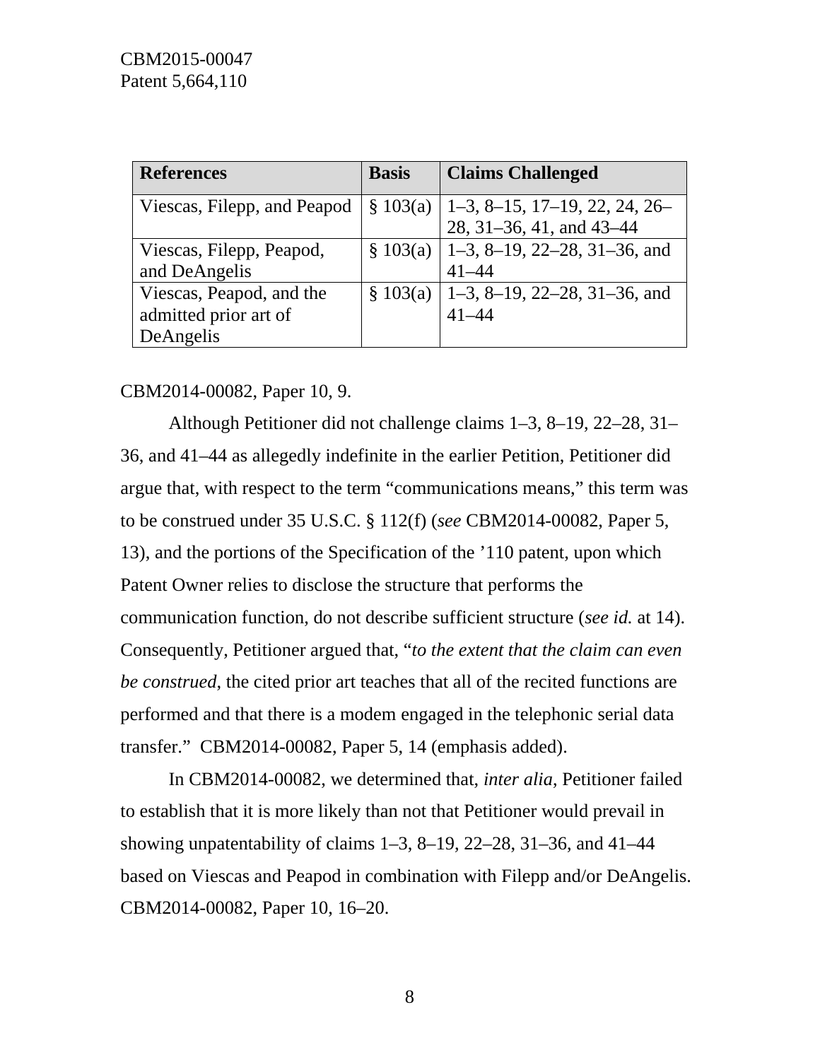| References | Basis | Claims Challenged |
| --- | --- | --- |
| Viescas, Filepp, and Peapod | § 103(a) | 1–3, 8–15, 17–19, 22, 24, 26–28, 31–36, 41, and 43–44 |
| Viescas, Filepp, Peapod, and DeAngelis | § 103(a) | 1–3, 8–19, 22–28, 31–36, and 41–44 |
| Viescas, Peapod, and the admitted prior art of DeAngelis | § 103(a) | 1–3, 8–19, 22–28, 31–36, and 41–44 |

CBM2014-00082, Paper 10, 9.

Although Petitioner did not challenge claims 1–3, 8–19, 22–28, 31–36, and 41–44 as allegedly indefinite in the earlier Petition, Petitioner did argue that, with respect to the term "communications means," this term was to be construed under 35 U.S.C. § 112(f) (*see* CBM2014-00082, Paper 5, 13), and the portions of the Specification of the '110 patent, upon which Patent Owner relies to disclose the structure that performs the communication function, do not describe sufficient structure (*see id.* at 14). Consequently, Petitioner argued that, "*to the extent that the claim can even be construed*, the cited prior art teaches that all of the recited functions are performed and that there is a modem engaged in the telephonic serial data transfer." CBM2014-00082, Paper 5, 14 (emphasis added).

In CBM2014-00082, we determined that, *inter alia*, Petitioner failed to establish that it is more likely than not that Petitioner would prevail in showing unpatentability of claims 1–3, 8–19, 22–28, 31–36, and 41–44 based on Viescas and Peapod in combination with Filepp and/or DeAngelis. CBM2014-00082, Paper 10, 16–20.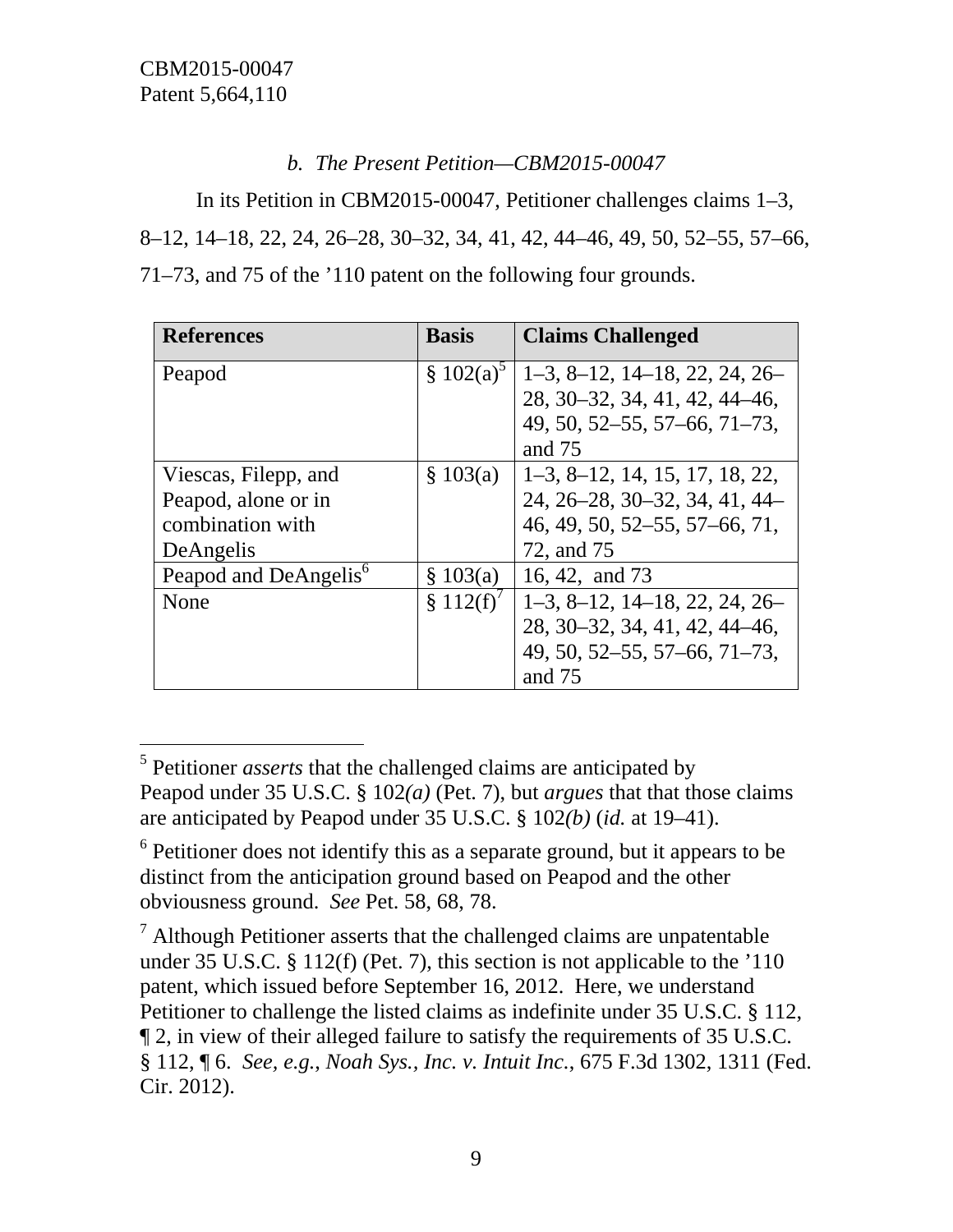*b. The Present Petition—CBM2015-00047*

In its Petition in CBM2015-00047, Petitioner challenges claims 1–3, 8–12, 14–18, 22, 24, 26–28, 30–32, 34, 41, 42, 44–46, 49, 50, 52–55, 57–66, 71–73, and 75 of the '110 patent on the following four grounds.

| References | Basis | Claims Challenged |
|---|---|---|
| Peapod | § 102(a)[5] | 1–3, 8–12, 14–18, 22, 24, 26–28, 30–32, 34, 41, 42, 44–46, 49, 50, 52–55, 57–66, 71–73, and 75 |
| Viescas, Filepp, and Peapod, alone or in combination with DeAngelis | § 103(a) | 1–3, 8–12, 14, 15, 17, 18, 22, 24, 26–28, 30–32, 34, 41, 44–46, 49, 50, 52–55, 57–66, 71, 72, and 75 |
| Peapod and DeAngelis[6] | § 103(a) | 16, 42, and 73 |
| None | § 112(f)[7] | 1–3, 8–12, 14–18, 22, 24, 26–28, 30–32, 34, 41, 42, 44–46, 49, 50, 52–55, 57–66, 71–73, and 75 |

[5] Petitioner *asserts* that the challenged claims are anticipated by Peapod under 35 U.S.C. § 102*(a)* (Pet. 7), but *argues* that that those claims are anticipated by Peapod under 35 U.S.C. § 102*(b)* (*id.* at 19–41).

[6] Petitioner does not identify this as a separate ground, but it appears to be distinct from the anticipation ground based on Peapod and the other obviousness ground. *See* Pet. 58, 68, 78.

[7] Although Petitioner asserts that the challenged claims are unpatentable under 35 U.S.C. § 112(f) (Pet. 7), this section is not applicable to the '110 patent, which issued before September 16, 2012. Here, we understand Petitioner to challenge the listed claims as indefinite under 35 U.S.C. § 112, ¶ 2, in view of their alleged failure to satisfy the requirements of 35 U.S.C. § 112, ¶ 6. *See, e.g., Noah Sys., Inc. v. Intuit Inc.*, 675 F.3d 1302, 1311 (Fed. Cir. 2012).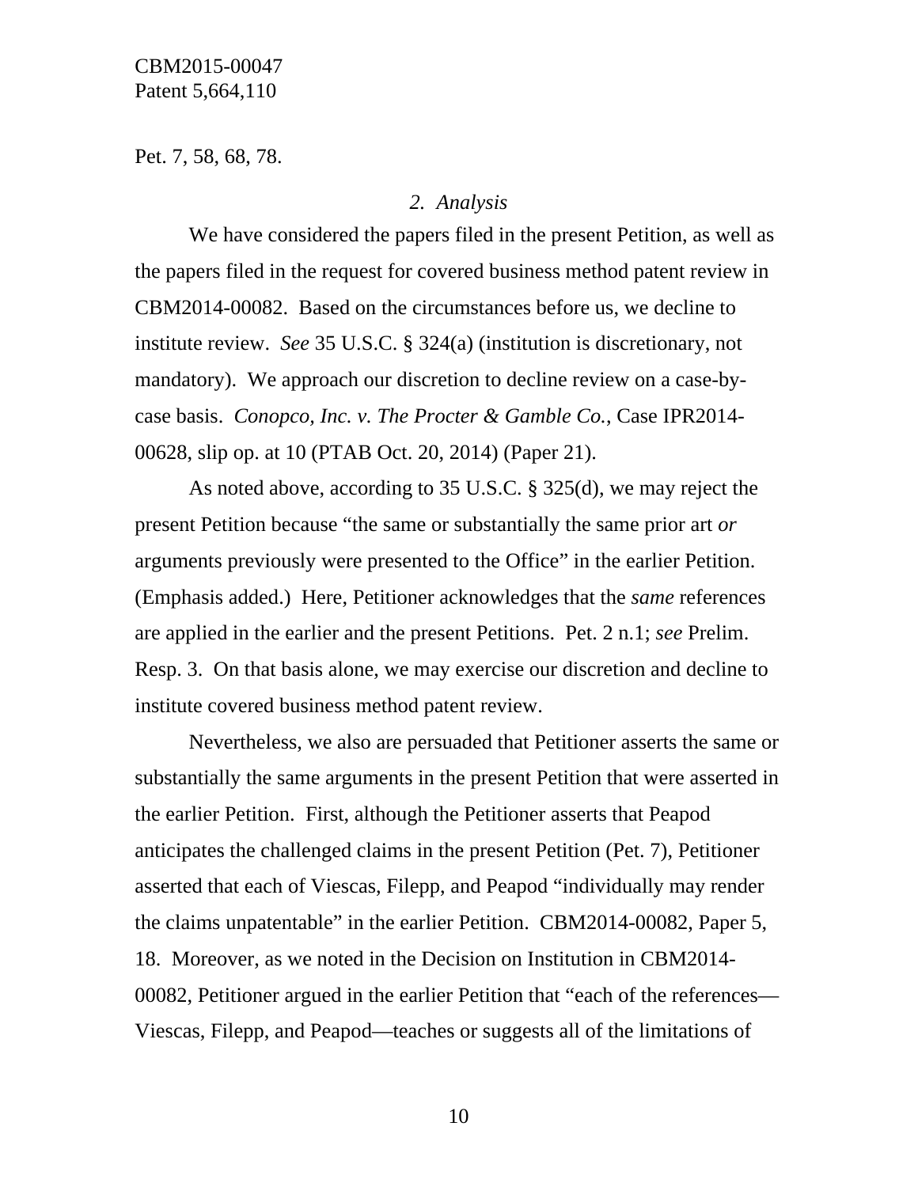Pet. 7, 58, 68, 78.

### *2. Analysis*

We have considered the papers filed in the present Petition, as well as the papers filed in the request for covered business method patent review in CBM2014-00082. Based on the circumstances before us, we decline to institute review. *See* 35 U.S.C. § 324(a) (institution is discretionary, not mandatory). We approach our discretion to decline review on a case-by-case basis. *Conopco, Inc. v. The Procter & Gamble Co.*, Case IPR2014-00628, slip op. at 10 (PTAB Oct. 20, 2014) (Paper 21).

As noted above, according to 35 U.S.C. § 325(d), we may reject the present Petition because "the same or substantially the same prior art *or* arguments previously were presented to the Office" in the earlier Petition. (Emphasis added.) Here, Petitioner acknowledges that the *same* references are applied in the earlier and the present Petitions. Pet. 2 n.1; *see* Prelim. Resp. 3. On that basis alone, we may exercise our discretion and decline to institute covered business method patent review.

Nevertheless, we also are persuaded that Petitioner asserts the same or substantially the same arguments in the present Petition that were asserted in the earlier Petition. First, although the Petitioner asserts that Peapod anticipates the challenged claims in the present Petition (Pet. 7), Petitioner asserted that each of Viescas, Filepp, and Peapod "individually may render the claims unpatentable" in the earlier Petition. CBM2014-00082, Paper 5, 18. Moreover, as we noted in the Decision on Institution in CBM2014-00082, Petitioner argued in the earlier Petition that "each of the references—Viescas, Filepp, and Peapod—teaches or suggests all of the limitations of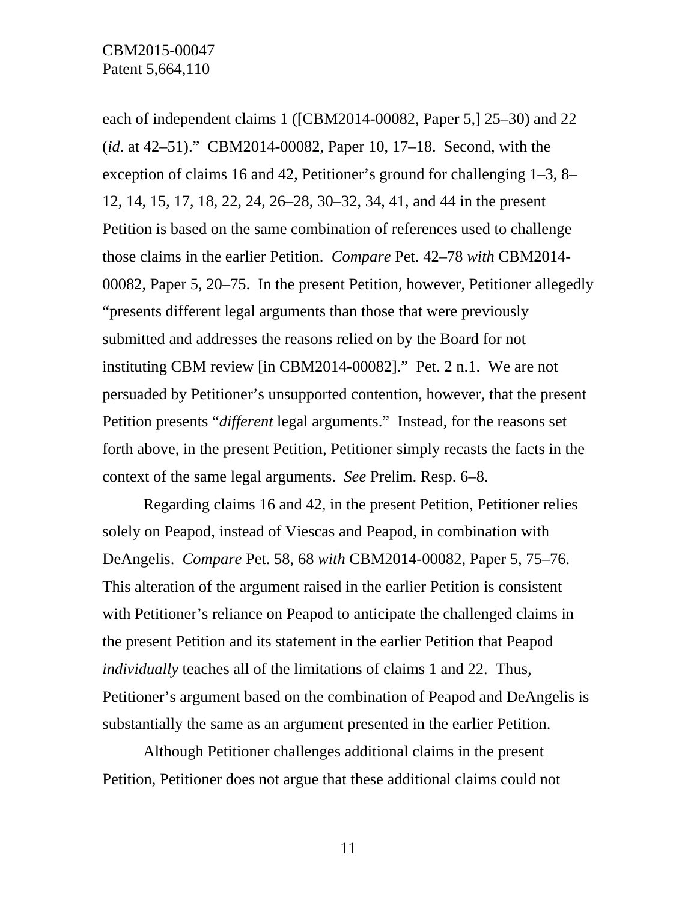each of independent claims 1 ([CBM2014-00082, Paper 5,] 25–30) and 22 (*id.* at 42–51)." CBM2014-00082, Paper 10, 17–18. Second, with the exception of claims 16 and 42, Petitioner's ground for challenging 1–3, 8–12, 14, 15, 17, 18, 22, 24, 26–28, 30–32, 34, 41, and 44 in the present Petition is based on the same combination of references used to challenge those claims in the earlier Petition. *Compare* Pet. 42–78 *with* CBM2014-00082, Paper 5, 20–75. In the present Petition, however, Petitioner allegedly "presents different legal arguments than those that were previously submitted and addresses the reasons relied on by the Board for not instituting CBM review [in CBM2014-00082]." Pet. 2 n.1. We are not persuaded by Petitioner's unsupported contention, however, that the present Petition presents "*different* legal arguments." Instead, for the reasons set forth above, in the present Petition, Petitioner simply recasts the facts in the context of the same legal arguments. *See* Prelim. Resp. 6–8.

Regarding claims 16 and 42, in the present Petition, Petitioner relies solely on Peapod, instead of Viescas and Peapod, in combination with DeAngelis. *Compare* Pet. 58, 68 *with* CBM2014-00082, Paper 5, 75–76. This alteration of the argument raised in the earlier Petition is consistent with Petitioner's reliance on Peapod to anticipate the challenged claims in the present Petition and its statement in the earlier Petition that Peapod *individually* teaches all of the limitations of claims 1 and 22. Thus, Petitioner's argument based on the combination of Peapod and DeAngelis is substantially the same as an argument presented in the earlier Petition.

Although Petitioner challenges additional claims in the present Petition, Petitioner does not argue that these additional claims could not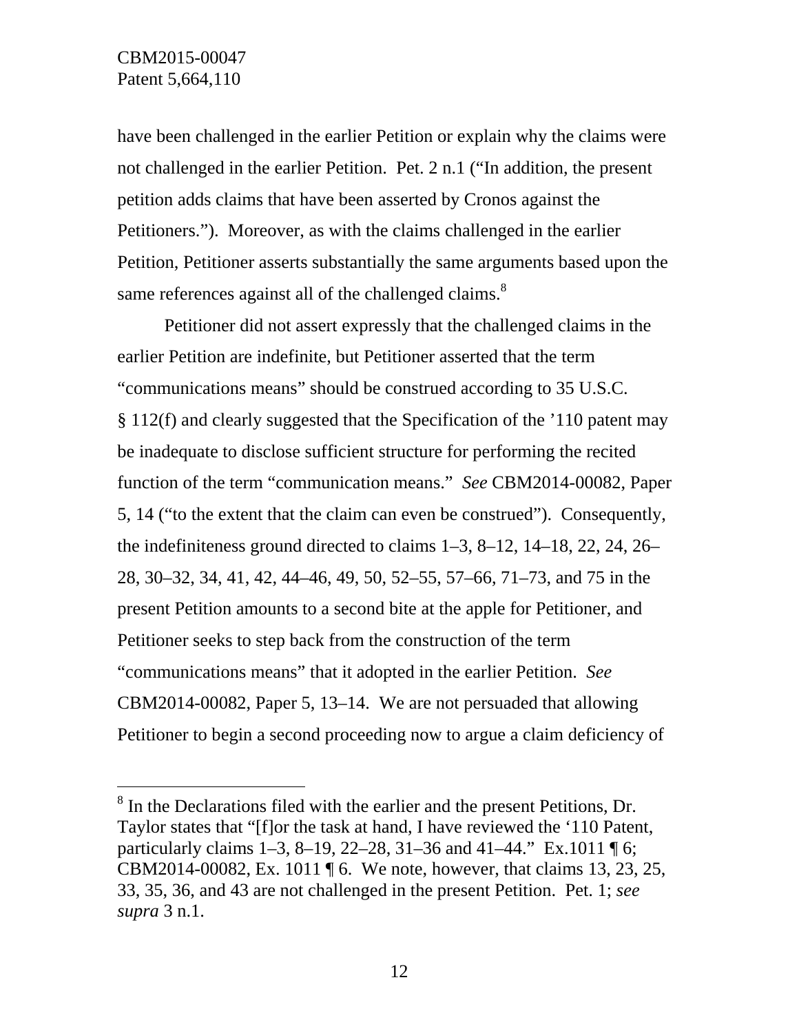have been challenged in the earlier Petition or explain why the claims were not challenged in the earlier Petition. Pet. 2 n.1 ("In addition, the present petition adds claims that have been asserted by Cronos against the Petitioners."). Moreover, as with the claims challenged in the earlier Petition, Petitioner asserts substantially the same arguments based upon the same references against all of the challenged claims.[8]

Petitioner did not assert expressly that the challenged claims in the earlier Petition are indefinite, but Petitioner asserted that the term "communications means" should be construed according to 35 U.S.C. § 112(f) and clearly suggested that the Specification of the '110 patent may be inadequate to disclose sufficient structure for performing the recited function of the term "communication means." *See* CBM2014-00082, Paper 5, 14 ("to the extent that the claim can even be construed"). Consequently, the indefiniteness ground directed to claims 1–3, 8–12, 14–18, 22, 24, 26–28, 30–32, 34, 41, 42, 44–46, 49, 50, 52–55, 57–66, 71–73, and 75 in the present Petition amounts to a second bite at the apple for Petitioner, and Petitioner seeks to step back from the construction of the term "communications means" that it adopted in the earlier Petition. *See* CBM2014-00082, Paper 5, 13–14. We are not persuaded that allowing Petitioner to begin a second proceeding now to argue a claim deficiency of

---

[8] In the Declarations filed with the earlier and the present Petitions, Dr. Taylor states that "[f]or the task at hand, I have reviewed the '110 Patent, particularly claims 1–3, 8–19, 22–28, 31–36 and 41–44." Ex.1011 ¶ 6; CBM2014-00082, Ex. 1011 ¶ 6. We note, however, that claims 13, 23, 25, 33, 35, 36, and 43 are not challenged in the present Petition. Pet. 1; *see supra* 3 n.1.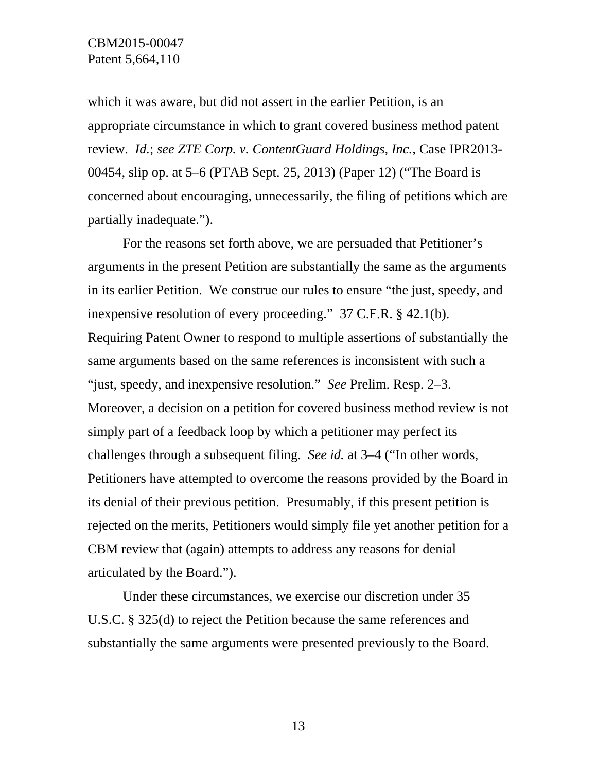which it was aware, but did not assert in the earlier Petition, is an appropriate circumstance in which to grant covered business method patent review. *Id.*; *see ZTE Corp. v. ContentGuard Holdings, Inc.*, Case IPR2013-00454, slip op. at 5–6 (PTAB Sept. 25, 2013) (Paper 12) ("The Board is concerned about encouraging, unnecessarily, the filing of petitions which are partially inadequate.").

For the reasons set forth above, we are persuaded that Petitioner's arguments in the present Petition are substantially the same as the arguments in its earlier Petition. We construe our rules to ensure "the just, speedy, and inexpensive resolution of every proceeding." 37 C.F.R. § 42.1(b). Requiring Patent Owner to respond to multiple assertions of substantially the same arguments based on the same references is inconsistent with such a "just, speedy, and inexpensive resolution." *See* Prelim. Resp. 2–3. Moreover, a decision on a petition for covered business method review is not simply part of a feedback loop by which a petitioner may perfect its challenges through a subsequent filing. *See id.* at 3–4 ("In other words, Petitioners have attempted to overcome the reasons provided by the Board in its denial of their previous petition. Presumably, if this present petition is rejected on the merits, Petitioners would simply file yet another petition for a CBM review that (again) attempts to address any reasons for denial articulated by the Board.").

Under these circumstances, we exercise our discretion under 35 U.S.C. § 325(d) to reject the Petition because the same references and substantially the same arguments were presented previously to the Board.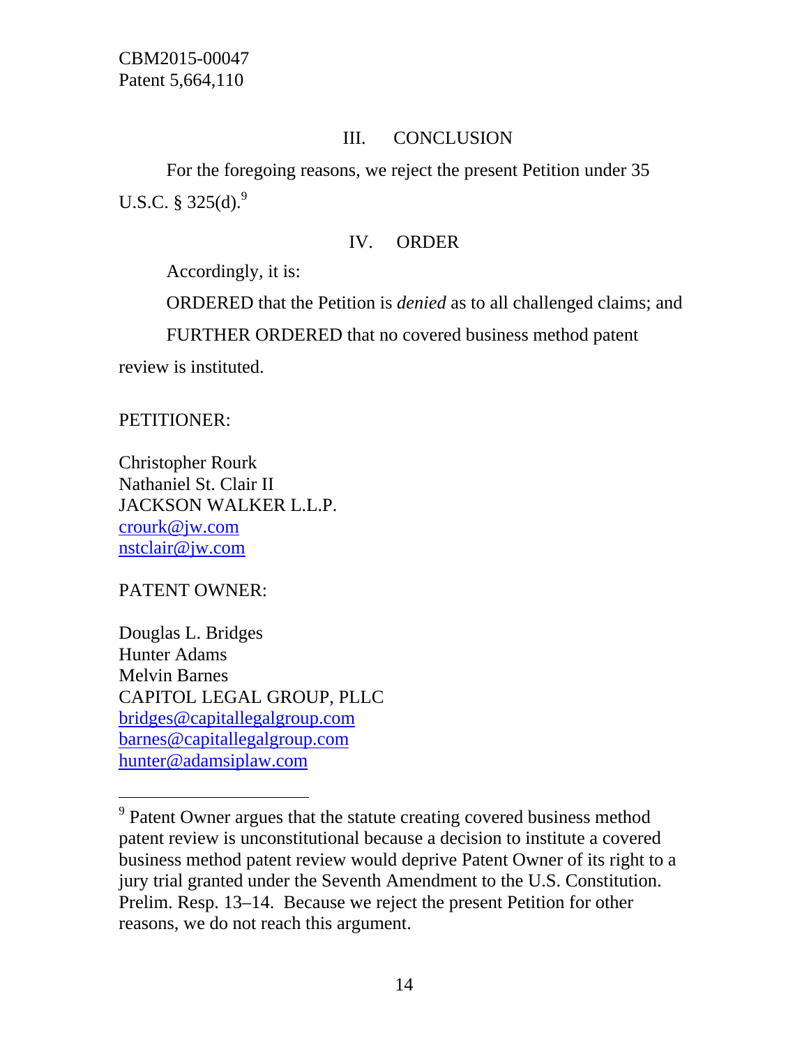CBM2015-00047
Patent 5,664,110

## III. CONCLUSION

For the foregoing reasons, we reject the present Petition under 35 U.S.C. § 325(d).[9]

## IV. ORDER

Accordingly, it is:

ORDERED that the Petition is *denied* as to all challenged claims; and

FURTHER ORDERED that no covered business method patent review is instituted.

PETITIONER:

Christopher Rourk
Nathaniel St. Clair II
JACKSON WALKER L.L.P.
crourk@jw.com
nstclair@jw.com

PATENT OWNER:

Douglas L. Bridges
Hunter Adams
Melvin Barnes
CAPITOL LEGAL GROUP, PLLC
bridges@capitallegalgroup.com
barnes@capitallegalgroup.com
hunter@adamsiplaw.com

---

[9] Patent Owner argues that the statute creating covered business method patent review is unconstitutional because a decision to institute a covered business method patent review would deprive Patent Owner of its right to a jury trial granted under the Seventh Amendment to the U.S. Constitution. Prelim. Resp. 13–14. Because we reject the present Petition for other reasons, we do not reach this argument.